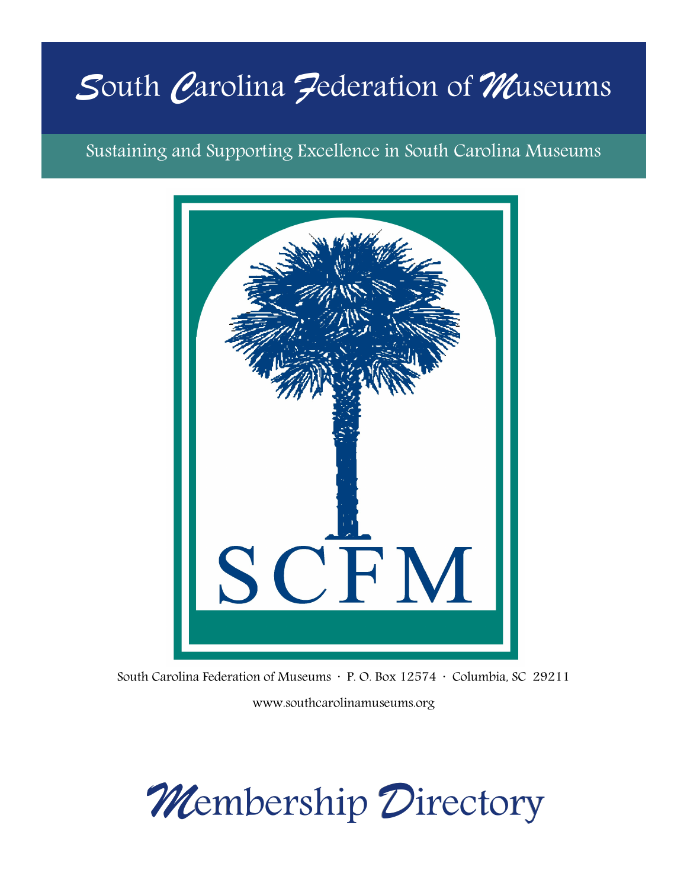# South Carolina Federation of Museums

Sustaining and Supporting Excellence in South Carolina Museums

SCFM

South Carolina Federation of Museums · P. O. Box 12574 · Columbia, SC 29211

www.southcarolinamuseums.org

# Membership Directory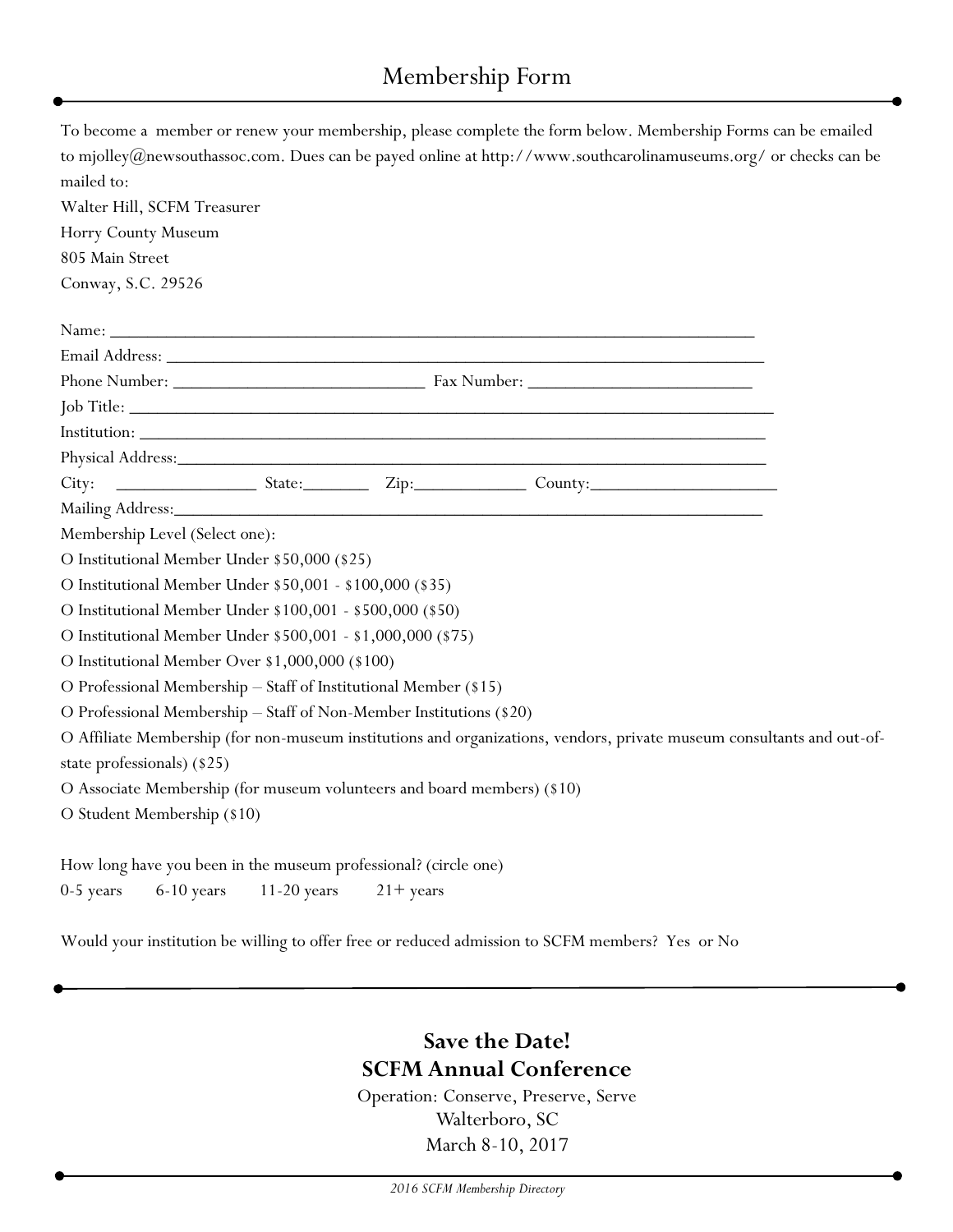# Membership Form

To become a member or renew your membership, please complete the form below. Membership Forms can be emailed to mjolley@newsouthassoc.com. Dues can be payed online at http://www.southcarolinamuseums.org/ or checks can be mailed to:

Walter Hill, SCFM Treasurer
Horry County Museum
805 Main Street
Conway, S.C. 29526

Name: ___________________________________________________________________________

Email Address: ______________________________________________________________________

Phone Number: ____________________________ Fax Number: _________________________

Job Title: _____________________________________________________________________________

Institution: ____________________________________________________________________________

Physical Address:_______________________________________________________________________

City: ________________ State:_______ Zip:____________ County:____________________

Mailing Address:_______________________________________________________________________

Membership Level (Select one):

O Institutional Member Under $50,000 ($25)

O Institutional Member Under $50,001 - $100,000 ($35)

O Institutional Member Under $100,001 - $500,000 ($50)

O Institutional Member Under $500,001 - $1,000,000 ($75)

O Institutional Member Over $1,000,000 ($100)

O Professional Membership – Staff of Institutional Member ($15)

O Professional Membership – Staff of Non-Member Institutions ($20)

O Affiliate Membership (for non-museum institutions and organizations, vendors, private museum consultants and out-of-state professionals) ($25)

O Associate Membership (for museum volunteers and board members) ($10)

O Student Membership ($10)

How long have you been in the museum professional? (circle one)

0-5 years 6-10 years 11-20 years 21+ years

Would your institution be willing to offer free or reduced admission to SCFM members? Yes or No

**Save the Date!**
**SCFM Annual Conference**

Operation: Conserve, Preserve, Serve
Walterboro, SC
March 8-10, 2017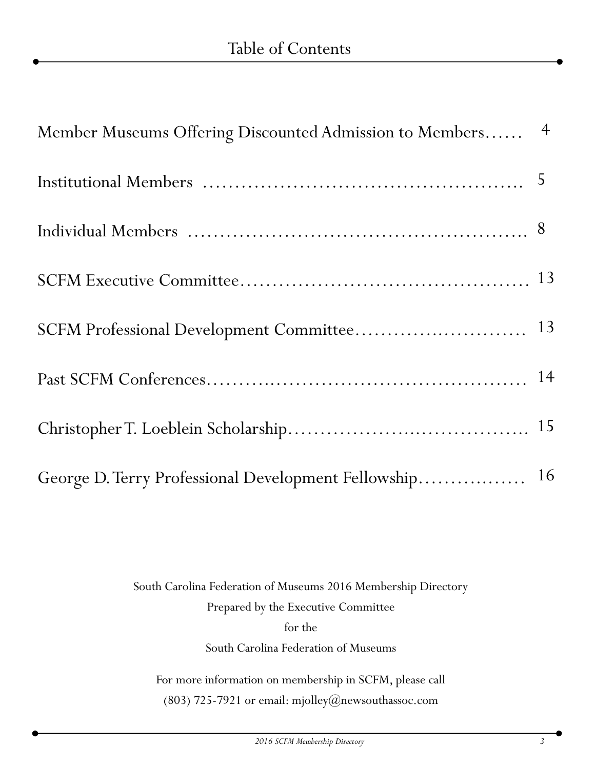# Table of Contents

Member Museums Offering Discounted Admission to Members...... 4

Institutional Members .................................................. 5

Individual Members .................................................... 8

SCFM Executive Committee............................................. 13

SCFM Professional Development Committee.......................... 13

Past SCFM Conferences................................................. 14

Christopher T. Loeblein Scholarship.................................... 15

George D. Terry Professional Development Fellowship................. 16

South Carolina Federation of Museums 2016 Membership Directory

Prepared by the Executive Committee

for the

South Carolina Federation of Museums

For more information on membership in SCFM, please call

(803) 725-7921 or email: mjolley@newsouthassoc.com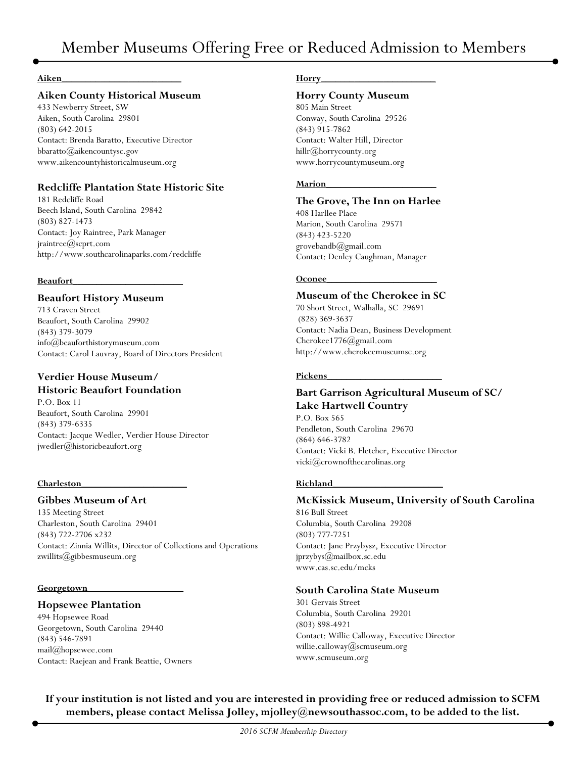# Member Museums Offering Free or Reduced Admission to Members

**Aiken**

### Aiken County Historical Museum

433 Newberry Street, SW
Aiken, South Carolina 29801
(803) 642-2015
Contact: Brenda Baratto, Executive Director
bbaratto@aikencountysc.gov
www.aikencountyhistoricalmuseum.org

### Redcliffe Plantation State Historic Site

181 Redcliffe Road
Beech Island, South Carolina 29842
(803) 827-1473
Contact: Joy Raintree, Park Manager
jraintree@scprt.com
http://www.southcarolinaparks.com/redcliffe

**Beaufort**

### Beaufort History Museum

713 Craven Street
Beaufort, South Carolina 29902
(843) 379-3079
info@beauforthistorymuseum.com
Contact: Carol Lauvray, Board of Directors President

### Verdier House Museum/ Historic Beaufort Foundation

P.O. Box 11
Beaufort, South Carolina 29901
(843) 379-6335
Contact: Jacque Wedler, Verdier House Director
jwedler@historicbeaufort.org

**Charleston**

### Gibbes Museum of Art

135 Meeting Street
Charleston, South Carolina 29401
(843) 722-2706 x232
Contact: Zinnia Willits, Director of Collections and Operations
zwillits@gibbesmuseum.org

**Georgetown**

### Hopsewee Plantation

494 Hopsewee Road
Georgetown, South Carolina 29440
(843) 546-7891
mail@hopsewee.com
Contact: Raejean and Frank Beattie, Owners

**Horry**

### Horry County Museum

805 Main Street
Conway, South Carolina 29526
(843) 915-7862
Contact: Walter Hill, Director
hillr@horrycounty.org
www.horrycountymuseum.org

**Marion**

### The Grove, The Inn on Harlee

408 Harllee Place
Marion, South Carolina 29571
(843) 423-5220
grovebandb@gmail.com
Contact: Denley Caughman, Manager

**Oconee**

### Museum of the Cherokee in SC

70 Short Street, Walhalla, SC 29691
(828) 369-3637
Contact: Nadia Dean, Business Development
Cherokee1776@gmail.com
http://www.cherokeemuseumsc.org

**Pickens**

### Bart Garrison Agricultural Museum of SC/ Lake Hartwell Country

P.O. Box 565
Pendleton, South Carolina 29670
(864) 646-3782
Contact: Vicki B. Fletcher, Executive Director
vicki@crownofthecarolinas.org

**Richland**

### McKissick Museum, University of South Carolina

816 Bull Street
Columbia, South Carolina 29208
(803) 777-7251
Contact: Jane Przybysz, Executive Director
jprzybys@mailbox.sc.edu
www.cas.sc.edu/mcks

### South Carolina State Museum

301 Gervais Street
Columbia, South Carolina 29201
(803) 898-4921
Contact: Willie Calloway, Executive Director
willie.calloway@scmuseum.org
www.scmuseum.org

**If your institution is not listed and you are interested in providing free or reduced admission to SCFM members, please contact Melissa Jolley, mjolley@newsouthassoc.com, to be added to the list.**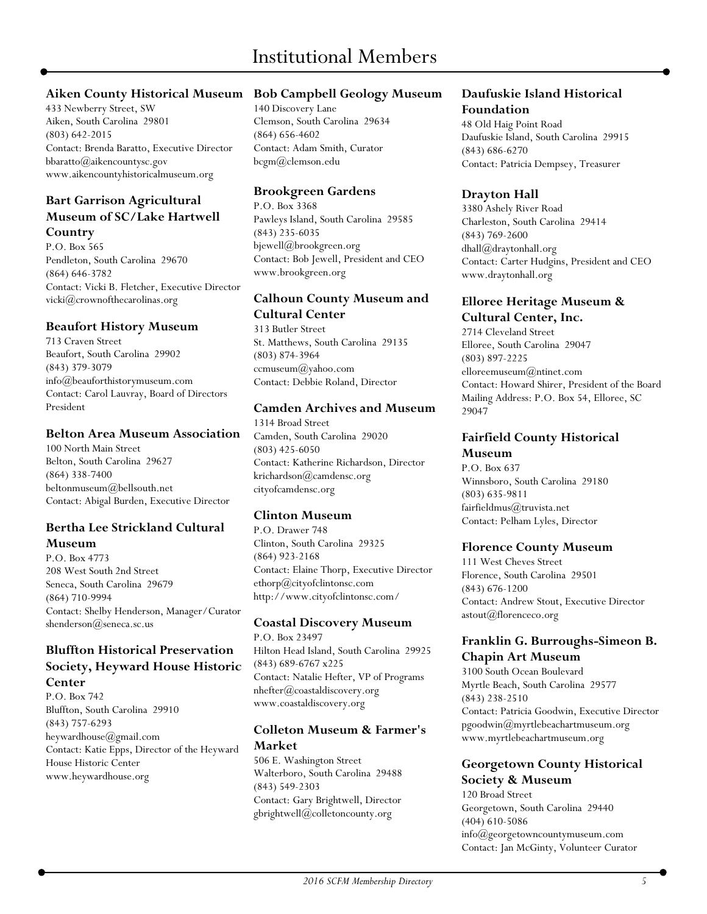# Institutional Members

### Aiken County Historical Museum

433 Newberry Street, SW
Aiken, South Carolina 29801
(803) 642-2015
Contact: Brenda Baratto, Executive Director
bbaratto@aikencountysc.gov
www.aikencountyhistoricalmuseum.org

### Bart Garrison Agricultural Museum of SC/Lake Hartwell Country

P.O. Box 565
Pendleton, South Carolina 29670
(864) 646-3782
Contact: Vicki B. Fletcher, Executive Director
vicki@crownofthecarolinas.org

### Beaufort History Museum

713 Craven Street
Beaufort, South Carolina 29902
(843) 379-3079
info@beauforthistorymuseum.com
Contact: Carol Lauvray, Board of Directors President

### Belton Area Museum Association

100 North Main Street
Belton, South Carolina 29627
(864) 338-7400
beltonmuseum@bellsouth.net
Contact: Abigal Burden, Executive Director

### Bertha Lee Strickland Cultural Museum

P.O. Box 4773
208 West South 2nd Street
Seneca, South Carolina 29679
(864) 710-9994
Contact: Shelby Henderson, Manager/Curator
shenderson@seneca.sc.us

### Bluffton Historical Preservation Society, Heyward House Historic Center

P.O. Box 742
Bluffton, South Carolina 29910
(843) 757-6293
heywardhouse@gmail.com
Contact: Katie Epps, Director of the Heyward House Historic Center
www.heywardhouse.org

### Bob Campbell Geology Museum

140 Discovery Lane
Clemson, South Carolina 29634
(864) 656-4602
Contact: Adam Smith, Curator
bcgm@clemson.edu

### Brookgreen Gardens

P.O. Box 3368
Pawleys Island, South Carolina 29585
(843) 235-6035
bjewell@brookgreen.org
Contact: Bob Jewell, President and CEO
www.brookgreen.org

### Calhoun County Museum and Cultural Center

313 Butler Street
St. Matthews, South Carolina 29135
(803) 874-3964
ccmuseum@yahoo.com
Contact: Debbie Roland, Director

### Camden Archives and Museum

1314 Broad Street
Camden, South Carolina 29020
(803) 425-6050
Contact: Katherine Richardson, Director
krichardson@camdensc.org
cityofcamdensc.org

### Clinton Museum

P.O. Drawer 748
Clinton, South Carolina 29325
(864) 923-2168
Contact: Elaine Thorp, Executive Director
ethorp@cityofclintonsc.com
http://www.cityofclintonsc.com/

### Coastal Discovery Museum

P.O. Box 23497
Hilton Head Island, South Carolina 29925
(843) 689-6767 x225
Contact: Natalie Hefter, VP of Programs
nhefter@coastaldiscovery.org
www.coastaldiscovery.org

### Colleton Museum & Farmer's Market

506 E. Washington Street
Walterboro, South Carolina 29488
(843) 549-2303
Contact: Gary Brightwell, Director
gbrightwell@colletoncounty.org

### Daufuskie Island Historical Foundation

48 Old Haig Point Road
Daufuskie Island, South Carolina 29915
(843) 686-6270
Contact: Patricia Dempsey, Treasurer

### Drayton Hall

3380 Ashely River Road
Charleston, South Carolina 29414
(843) 769-2600
dhall@draytonhall.org
Contact: Carter Hudgins, President and CEO
www.draytonhall.org

### Elloree Heritage Museum & Cultural Center, Inc.

2714 Cleveland Street
Elloree, South Carolina 29047
(803) 897-2225
elloreemuseum@ntinet.com
Contact: Howard Shirer, President of the Board
Mailing Address: P.O. Box 54, Elloree, SC 29047

### Fairfield County Historical Museum

P.O. Box 637
Winnsboro, South Carolina 29180
(803) 635-9811
fairfieldmus@truvista.net
Contact: Pelham Lyles, Director

### Florence County Museum

111 West Cheves Street
Florence, South Carolina 29501
(843) 676-1200
Contact: Andrew Stout, Executive Director
astout@florenceco.org

### Franklin G. Burroughs-Simeon B. Chapin Art Museum

3100 South Ocean Boulevard
Myrtle Beach, South Carolina 29577
(843) 238-2510
Contact: Patricia Goodwin, Executive Director
pgoodwin@myrtlebeachartmuseum.org
www.myrtlebeachartmuseum.org

### Georgetown County Historical Society & Museum

120 Broad Street
Georgetown, South Carolina 29440
(404) 610-5086
info@georgetowncountymuseum.com
Contact: Jan McGinty, Volunteer Curator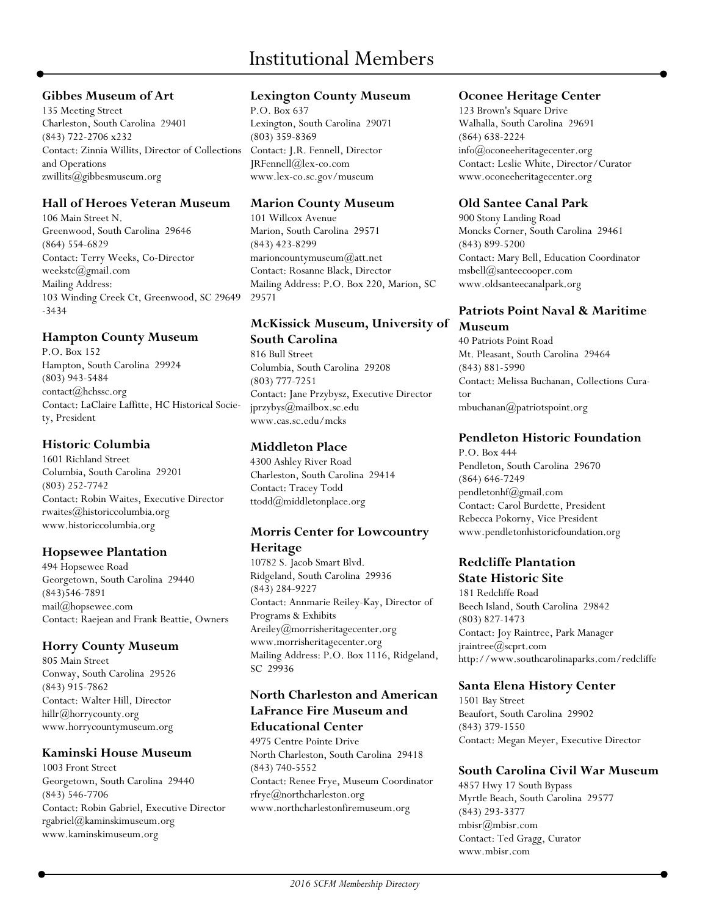# Institutional Members

### Gibbes Museum of Art

135 Meeting Street
Charleston, South Carolina 29401
(843) 722-2706 x232
Contact: Zinnia Willits, Director of Collections and Operations
zwillits@gibbesmuseum.org

### Hall of Heroes Veteran Museum

106 Main Street N.
Greenwood, South Carolina 29646
(864) 554-6829
Contact: Terry Weeks, Co-Director
weekstc@gmail.com
Mailing Address:
103 Winding Creek Ct, Greenwood, SC 29649-3434

### Hampton County Museum

P.O. Box 152
Hampton, South Carolina 29924
(803) 943-5484
contact@hchssc.org
Contact: LaClaire Laffitte, HC Historical Society, President

### Historic Columbia

1601 Richland Street
Columbia, South Carolina 29201
(803) 252-7742
Contact: Robin Waites, Executive Director
rwaites@historiccolumbia.org
www.historiccolumbia.org

### Hopsewee Plantation

494 Hopsewee Road
Georgetown, South Carolina 29440
(843)546-7891
mail@hopsewee.com
Contact: Raejean and Frank Beattie, Owners

### Horry County Museum

805 Main Street
Conway, South Carolina 29526
(843) 915-7862
Contact: Walter Hill, Director
hillr@horrycounty.org
www.horrycountymuseum.org

### Kaminski House Museum

1003 Front Street
Georgetown, South Carolina 29440
(843) 546-7706
Contact: Robin Gabriel, Executive Director
rgabriel@kaminskimuseum.org
www.kaminskimuseum.org

### Lexington County Museum

P.O. Box 637
Lexington, South Carolina 29071
(803) 359-8369
Contact: J.R. Fennell, Director
JRFennell@lex-co.com
www.lex-co.sc.gov/museum

### Marion County Museum

101 Willcox Avenue
Marion, South Carolina 29571
(843) 423-8299
marioncountymuseum@att.net
Contact: Rosanne Black, Director
Mailing Address: P.O. Box 220, Marion, SC 29571

### McKissick Museum, University of South Carolina

816 Bull Street
Columbia, South Carolina 29208
(803) 777-7251
Contact: Jane Przybysz, Executive Director
jprzybys@mailbox.sc.edu
www.cas.sc.edu/mcks

### Middleton Place

4300 Ashley River Road
Charleston, South Carolina 29414
Contact: Tracey Todd
ttodd@middletonplace.org

### Morris Center for Lowcountry Heritage

10782 S. Jacob Smart Blvd.
Ridgeland, South Carolina 29936
(843) 284-9227
Contact: Annmarie Reiley-Kay, Director of Programs & Exhibits
Areiley@morrisheritagecenter.org
www.morrisheritagecenter.org
Mailing Address: P.O. Box 1116, Ridgeland, SC 29936

### North Charleston and American LaFrance Fire Museum and Educational Center

4975 Centre Pointe Drive
North Charleston, South Carolina 29418
(843) 740-5552
Contact: Renee Frye, Museum Coordinator
rfrye@northcharleston.org
www.northcharlestonfiremuseum.org

### Oconee Heritage Center

123 Brown's Square Drive
Walhalla, South Carolina 29691
(864) 638-2224
info@oconeeheritagecenter.org
Contact: Leslie White, Director/Curator
www.oconeeheritagecenter.org

### Old Santee Canal Park

900 Stony Landing Road
Moncks Corner, South Carolina 29461
(843) 899-5200
Contact: Mary Bell, Education Coordinator
msbell@santeecooper.com
www.oldsanteecanalpark.org

### Patriots Point Naval & Maritime Museum

40 Patriots Point Road
Mt. Pleasant, South Carolina 29464
(843) 881-5990
Contact: Melissa Buchanan, Collections Curator
mbuchanan@patriotspoint.org

### Pendleton Historic Foundation

P.O. Box 444
Pendleton, South Carolina 29670
(864) 646-7249
pendletonhf@gmail.com
Contact: Carol Burdette, President
Rebecca Pokorny, Vice President
www.pendletonhistoricfoundation.org

### Redcliffe Plantation State Historic Site

181 Redcliffe Road
Beech Island, South Carolina 29842
(803) 827-1473
Contact: Joy Raintree, Park Manager
jraintree@scprt.com
http://www.southcarolinaparks.com/redcliffe

### Santa Elena History Center

1501 Bay Street
Beaufort, South Carolina 29902
(843) 379-1550
Contact: Megan Meyer, Executive Director

### South Carolina Civil War Museum

4857 Hwy 17 South Bypass
Myrtle Beach, South Carolina 29577
(843) 293-3377
mbisr@mbisr.com
Contact: Ted Gragg, Curator
www.mbisr.com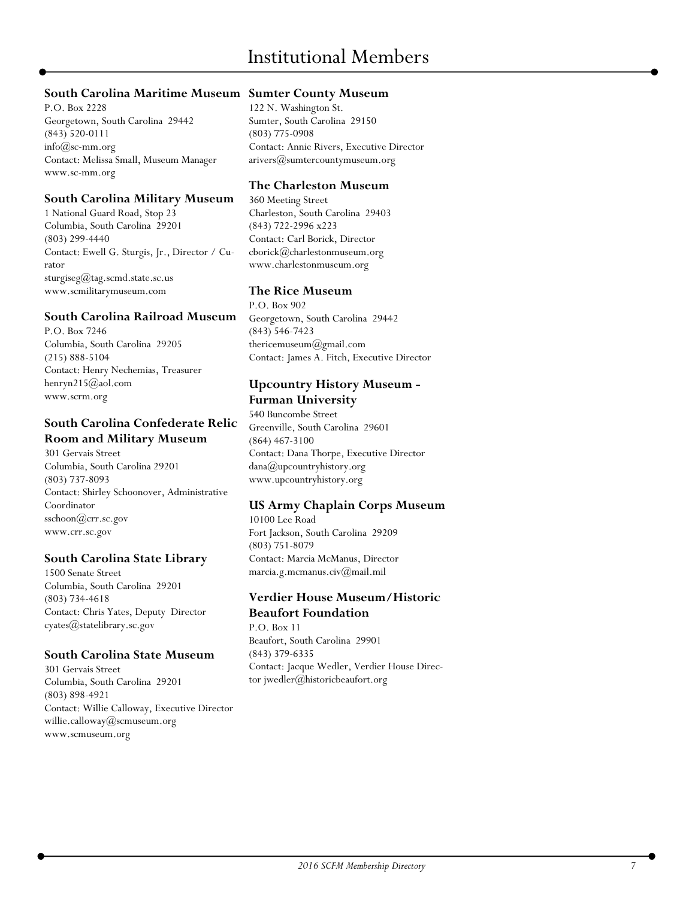# Institutional Members

### South Carolina Maritime Museum

P.O. Box 2228
Georgetown, South Carolina 29442
(843) 520-0111
info@sc-mm.org
Contact: Melissa Small, Museum Manager
www.sc-mm.org

### South Carolina Military Museum

1 National Guard Road, Stop 23
Columbia, South Carolina 29201
(803) 299-4440
Contact: Ewell G. Sturgis, Jr., Director / Curator
sturgiseg@tag.scmd.state.sc.us
www.scmilitarymuseum.com

### South Carolina Railroad Museum

P.O. Box 7246
Columbia, South Carolina 29205
(215) 888-5104
Contact: Henry Nechemias, Treasurer
henryn215@aol.com
www.scrm.org

### South Carolina Confederate Relic Room and Military Museum

301 Gervais Street
Columbia, South Carolina 29201
(803) 737-8093
Contact: Shirley Schoonover, Administrative Coordinator
sschoon@crr.sc.gov
www.crr.sc.gov

### South Carolina State Library

1500 Senate Street
Columbia, South Carolina 29201
(803) 734-4618
Contact: Chris Yates, Deputy Director
cyates@statelibrary.sc.gov

### South Carolina State Museum

301 Gervais Street
Columbia, South Carolina 29201
(803) 898-4921
Contact: Willie Calloway, Executive Director
willie.calloway@scmuseum.org
www.scmuseum.org

### Sumter County Museum

122 N. Washington St.
Sumter, South Carolina 29150
(803) 775-0908
Contact: Annie Rivers, Executive Director
arivers@sumtercountymuseum.org

### The Charleston Museum

360 Meeting Street
Charleston, South Carolina 29403
(843) 722-2996 x223
Contact: Carl Borick, Director
cborick@charlestonmuseum.org
www.charlestonmuseum.org

### The Rice Museum

P.O. Box 902
Georgetown, South Carolina 29442
(843) 546-7423
thericemuseum@gmail.com
Contact: James A. Fitch, Executive Director

### Upcountry History Museum - Furman University

540 Buncombe Street
Greenville, South Carolina 29601
(864) 467-3100
Contact: Dana Thorpe, Executive Director
dana@upcountryhistory.org
www.upcountryhistory.org

### US Army Chaplain Corps Museum

10100 Lee Road
Fort Jackson, South Carolina 29209
(803) 751-8079
Contact: Marcia McManus, Director
marcia.g.mcmanus.civ@mail.mil

### Verdier House Museum/Historic Beaufort Foundation

P.O. Box 11
Beaufort, South Carolina 29901
(843) 379-6335
Contact: Jacque Wedler, Verdier House Director jwedler@historicbeaufort.org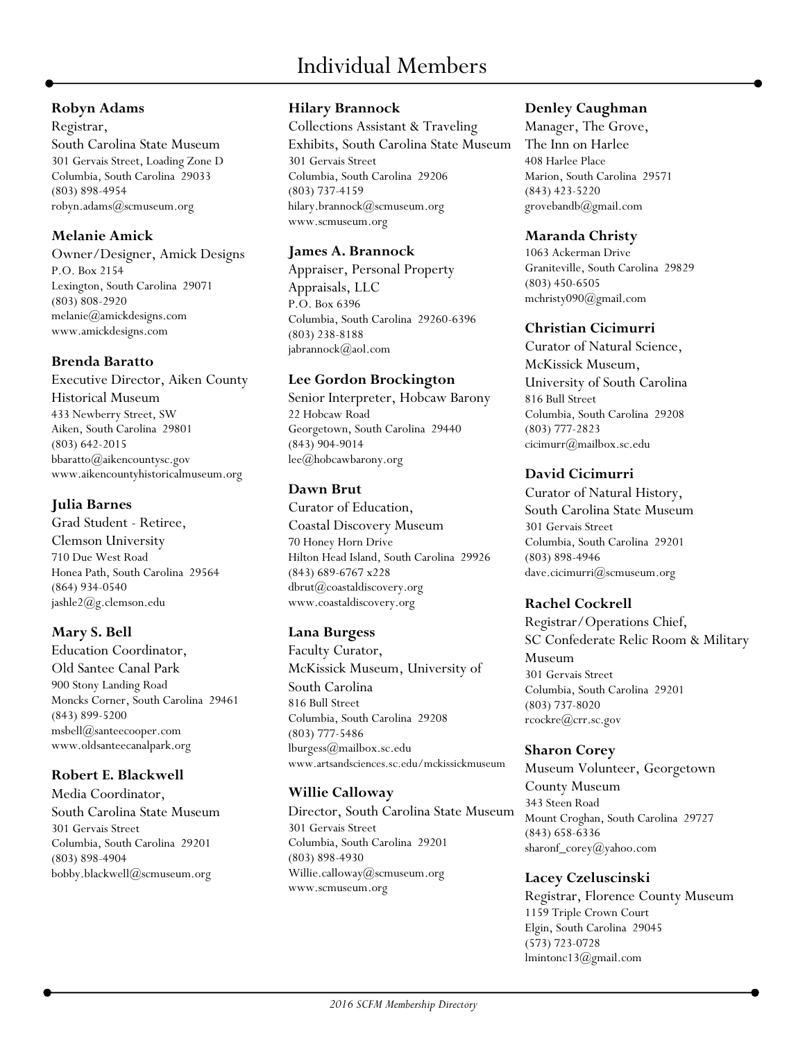# Individual Members

**Robyn Adams**
Registrar,
South Carolina State Museum
301 Gervais Street, Loading Zone D
Columbia, South Carolina 29033
(803) 898-4954
robyn.adams@scmuseum.org

**Melanie Amick**
Owner/Designer, Amick Designs
P.O. Box 2154
Lexington, South Carolina 29071
(803) 808-2920
melanie@amickdesigns.com
www.amickdesigns.com

**Brenda Baratto**
Executive Director, Aiken County Historical Museum
433 Newberry Street, SW
Aiken, South Carolina 29801
(803) 642-2015
bbaratto@aikencountysc.gov
www.aikencountyhistoricalmuseum.org

**Julia Barnes**
Grad Student - Retiree,
Clemson University
710 Due West Road
Honea Path, South Carolina 29564
(864) 934-0540
jashle2@g.clemson.edu

**Mary S. Bell**
Education Coordinator,
Old Santee Canal Park
900 Stony Landing Road
Moncks Corner, South Carolina 29461
(843) 899-5200
msbell@santeecooper.com
www.oldsanteecanalpark.org

**Robert E. Blackwell**
Media Coordinator,
South Carolina State Museum
301 Gervais Street
Columbia, South Carolina 29201
(803) 898-4904
bobby.blackwell@scmuseum.org

**Hilary Brannock**
Collections Assistant & Traveling Exhibits, South Carolina State Museum
301 Gervais Street
Columbia, South Carolina 29206
(803) 737-4159
hilary.brannock@scmuseum.org
www.scmuseum.org

**James A. Brannock**
Appraiser, Personal Property Appraisals, LLC
P.O. Box 6396
Columbia, South Carolina 29260-6396
(803) 238-8188
jabrannock@aol.com

**Lee Gordon Brockington**
Senior Interpreter, Hobcaw Barony
22 Hobcaw Road
Georgetown, South Carolina 29440
(843) 904-9014
lee@hobcawbarony.org

**Dawn Brut**
Curator of Education,
Coastal Discovery Museum
70 Honey Horn Drive
Hilton Head Island, South Carolina 29926
(843) 689-6767 x228
dbrut@coastaldiscovery.org
www.coastaldiscovery.org

**Lana Burgess**
Faculty Curator,
McKissick Museum, University of South Carolina
816 Bull Street
Columbia, South Carolina 29208
(803) 777-5486
lburgess@mailbox.sc.edu
www.artsandsciences.sc.edu/mckissickmuseum

**Willie Calloway**
Director, South Carolina State Museum
301 Gervais Street
Columbia, South Carolina 29201
(803) 898-4930
Willie.calloway@scmuseum.org
www.scmuseum.org

**Denley Caughman**
Manager, The Grove,
The Inn on Harlee
408 Harlee Place
Marion, South Carolina 29571
(843) 423-5220
grovebandb@gmail.com

**Maranda Christy**
1063 Ackerman Drive
Graniteville, South Carolina 29829
(803) 450-6505
mchristy090@gmail.com

**Christian Cicimurri**
Curator of Natural Science,
McKissick Museum,
University of South Carolina
816 Bull Street
Columbia, South Carolina 29208
(803) 777-2823
cicimurr@mailbox.sc.edu

**David Cicimurri**
Curator of Natural History,
South Carolina State Museum
301 Gervais Street
Columbia, South Carolina 29201
(803) 898-4946
dave.cicimurri@scmuseum.org

**Rachel Cockrell**
Registrar/Operations Chief,
SC Confederate Relic Room & Military Museum
301 Gervais Street
Columbia, South Carolina 29201
(803) 737-8020
rcockre@crr.sc.gov

**Sharon Corey**
Museum Volunteer, Georgetown County Museum
343 Steen Road
Mount Croghan, South Carolina 29727
(843) 658-6336
sharonf_corey@yahoo.com

**Lacey Czeluscinski**
Registrar, Florence County Museum
1159 Triple Crown Court
Elgin, South Carolina 29045
(573) 723-0728
lmintonc13@gmail.com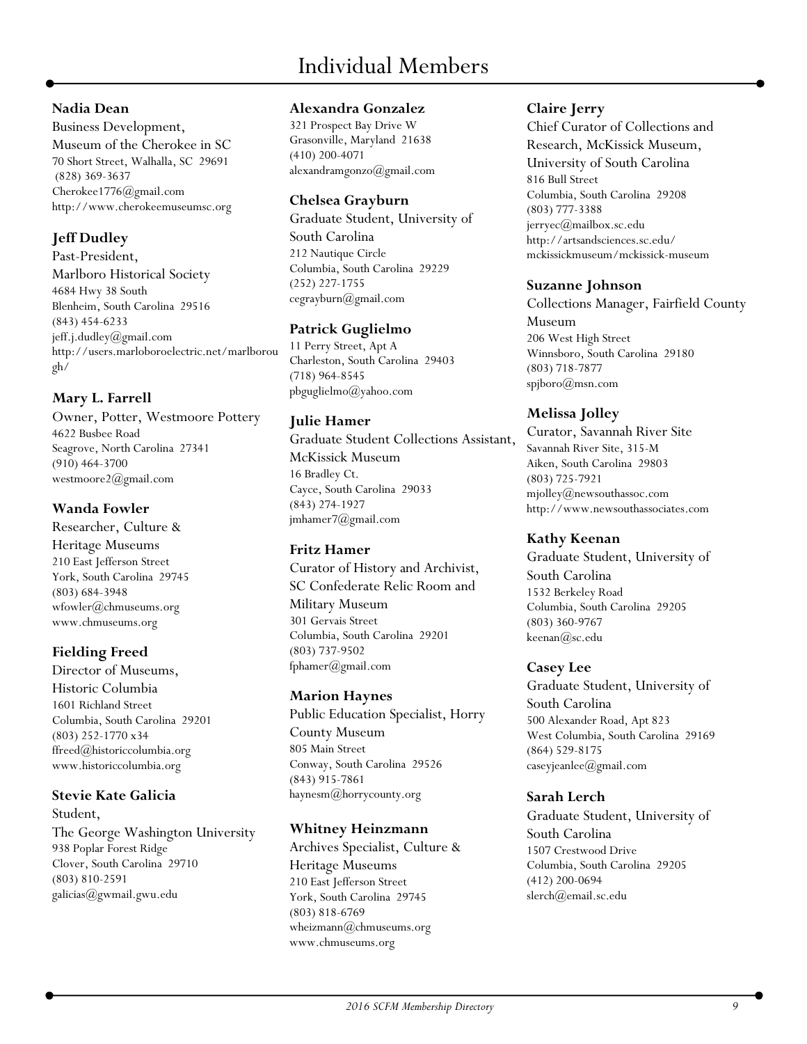# Individual Members

**Nadia Dean**
Business Development,
Museum of the Cherokee in SC
70 Short Street, Walhalla, SC 29691
(828) 369-3637
Cherokee1776@gmail.com
http://www.cherokeemuseumsc.org

**Jeff Dudley**
Past-President,
Marlboro Historical Society
4684 Hwy 38 South
Blenheim, South Carolina 29516
(843) 454-6233
jeff.j.dudley@gmail.com
http://users.marloboroelectric.net/marlborough/

**Mary L. Farrell**
Owner, Potter, Westmoore Pottery
4622 Busbee Road
Seagrove, North Carolina 27341
(910) 464-3700
westmoore2@gmail.com

**Wanda Fowler**
Researcher, Culture & Heritage Museums
210 East Jefferson Street
York, South Carolina 29745
(803) 684-3948
wfowler@chmuseums.org
www.chmuseums.org

**Fielding Freed**
Director of Museums,
Historic Columbia
1601 Richland Street
Columbia, South Carolina 29201
(803) 252-1770 x34
ffreed@historiccolumbia.org
www.historiccolumbia.org

**Stevie Kate Galicia**
Student,
The George Washington University
938 Poplar Forest Ridge
Clover, South Carolina 29710
(803) 810-2591
galicias@gwmail.gwu.edu

**Alexandra Gonzalez**
321 Prospect Bay Drive W
Grasonville, Maryland 21638
(410) 200-4071
alexandramgonzo@gmail.com

**Chelsea Grayburn**
Graduate Student, University of South Carolina
212 Nautique Circle
Columbia, South Carolina 29229
(252) 227-1755
cegrayburn@gmail.com

**Patrick Guglielmo**
11 Perry Street, Apt A
Charleston, South Carolina 29403
(718) 964-8545
pbguglielmo@yahoo.com

**Julie Hamer**
Graduate Student Collections Assistant, McKissick Museum
16 Bradley Ct.
Cayce, South Carolina 29033
(843) 274-1927
jmhamer7@gmail.com

**Fritz Hamer**
Curator of History and Archivist, SC Confederate Relic Room and Military Museum
301 Gervais Street
Columbia, South Carolina 29201
(803) 737-9502
fphamer@gmail.com

**Marion Haynes**
Public Education Specialist, Horry County Museum
805 Main Street
Conway, South Carolina 29526
(843) 915-7861
haynesm@horrycounty.org

**Whitney Heinzmann**
Archives Specialist, Culture & Heritage Museums
210 East Jefferson Street
York, South Carolina 29745
(803) 818-6769
wheizmann@chmuseums.org
www.chmuseums.org

**Claire Jerry**
Chief Curator of Collections and Research, McKissick Museum, University of South Carolina
816 Bull Street
Columbia, South Carolina 29208
(803) 777-3388
jerryec@mailbox.sc.edu
http://artsandsciences.sc.edu/mckissickmuseum/mckissick-museum

**Suzanne Johnson**
Collections Manager, Fairfield County Museum
206 West High Street
Winnsboro, South Carolina 29180
(803) 718-7877
spjboro@msn.com

**Melissa Jolley**
Curator, Savannah River Site
Savannah River Site, 315-M
Aiken, South Carolina 29803
(803) 725-7921
mjolley@newsouthassoc.com
http://www.newsouthassociates.com

**Kathy Keenan**
Graduate Student, University of South Carolina
1532 Berkeley Road
Columbia, South Carolina 29205
(803) 360-9767
keenan@sc.edu

**Casey Lee**
Graduate Student, University of South Carolina
500 Alexander Road, Apt 823
West Columbia, South Carolina 29169
(864) 529-8175
caseyjeanlee@gmail.com

**Sarah Lerch**
Graduate Student, University of South Carolina
1507 Crestwood Drive
Columbia, South Carolina 29205
(412) 200-0694
slerch@email.sc.edu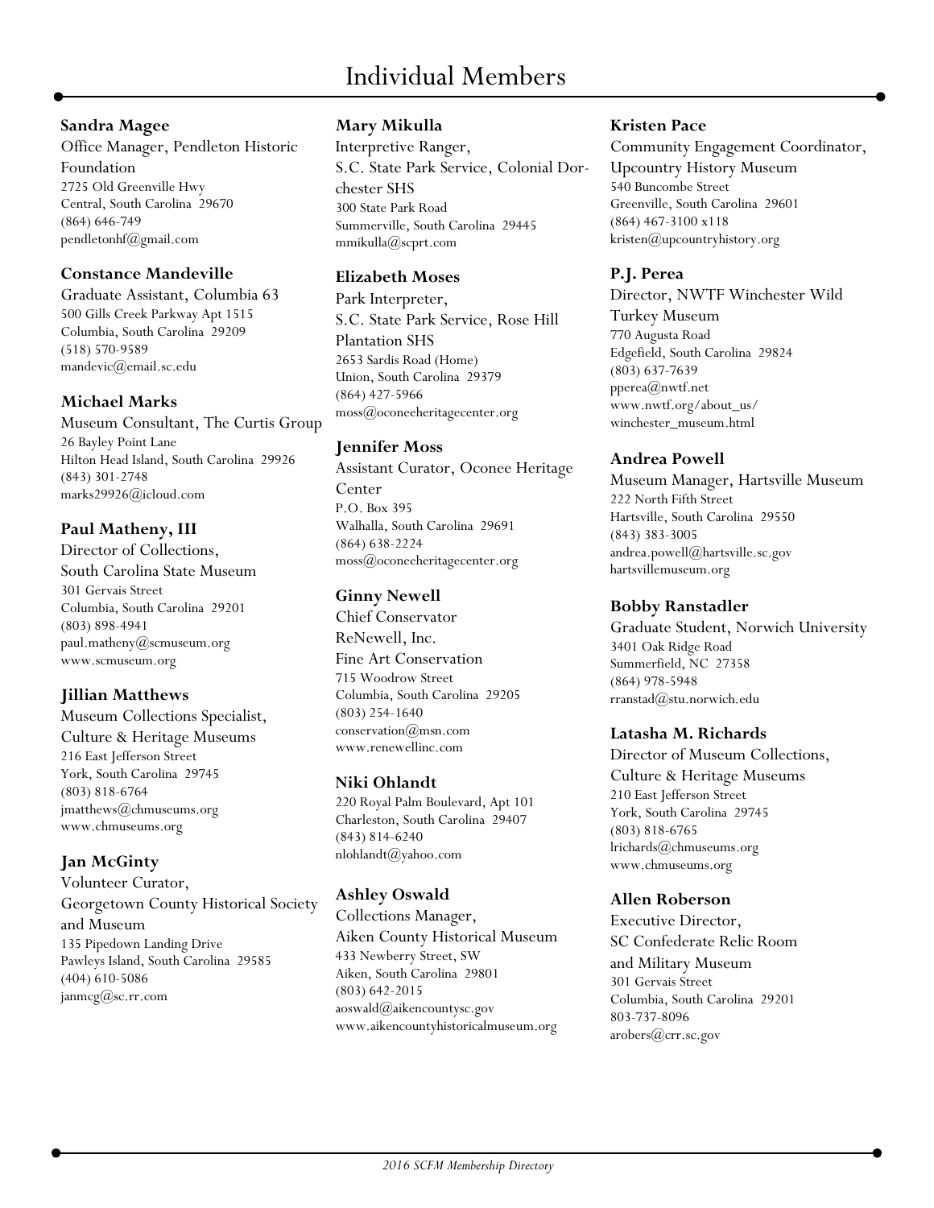# Individual Members

**Sandra Magee**
Office Manager, Pendleton Historic Foundation
2725 Old Greenville Hwy
Central, South Carolina 29670
(864) 646-749
pendletonhf@gmail.com

**Constance Mandeville**
Graduate Assistant, Columbia 63
500 Gills Creek Parkway Apt 1515
Columbia, South Carolina 29209
(518) 570-9589
mandevic@email.sc.edu

**Michael Marks**
Museum Consultant, The Curtis Group
26 Bayley Point Lane
Hilton Head Island, South Carolina 29926
(843) 301-2748
marks29926@icloud.com

**Paul Matheny, III**
Director of Collections,
South Carolina State Museum
301 Gervais Street
Columbia, South Carolina 29201
(803) 898-4941
paul.matheny@scmuseum.org
www.scmuseum.org

**Jillian Matthews**
Museum Collections Specialist,
Culture & Heritage Museums
216 East Jefferson Street
York, South Carolina 29745
(803) 818-6764
jmatthews@chmuseums.org
www.chmuseums.org

**Jan McGinty**
Volunteer Curator,
Georgetown County Historical Society and Museum
135 Pipedown Landing Drive
Pawleys Island, South Carolina 29585
(404) 610-5086
janmcg@sc.rr.com

**Mary Mikulla**
Interpretive Ranger,
S.C. State Park Service, Colonial Dorchester SHS
300 State Park Road
Summerville, South Carolina 29445
mmikulla@scprt.com

**Elizabeth Moses**
Park Interpreter,
S.C. State Park Service, Rose Hill Plantation SHS
2653 Sardis Road (Home)
Union, South Carolina 29379
(864) 427-5966
moss@oconeeheritagecenter.org

**Jennifer Moss**
Assistant Curator, Oconee Heritage Center
P.O. Box 395
Walhalla, South Carolina 29691
(864) 638-2224
moss@oconeeheritagecenter.org

**Ginny Newell**
Chief Conservator
ReNewell, Inc.
Fine Art Conservation
715 Woodrow Street
Columbia, South Carolina 29205
(803) 254-1640
conservation@msn.com
www.renewellinc.com

**Niki Ohlandt**
220 Royal Palm Boulevard, Apt 101
Charleston, South Carolina 29407
(843) 814-6240
nlohlandt@yahoo.com

**Ashley Oswald**
Collections Manager,
Aiken County Historical Museum
433 Newberry Street, SW
Aiken, South Carolina 29801
(803) 642-2015
aoswald@aikencountysc.gov
www.aikencountyhistoricalmuseum.org

**Kristen Pace**
Community Engagement Coordinator,
Upcountry History Museum
540 Buncombe Street
Greenville, South Carolina 29601
(864) 467-3100 x118
kristen@upcountryhistory.org

**P.J. Perea**
Director, NWTF Winchester Wild Turkey Museum
770 Augusta Road
Edgefield, South Carolina 29824
(803) 637-7639
pperea@nwtf.net
www.nwtf.org/about_us/winchester_museum.html

**Andrea Powell**
Museum Manager, Hartsville Museum
222 North Fifth Street
Hartsville, South Carolina 29550
(843) 383-3005
andrea.powell@hartsville.sc.gov
hartsvillemuseum.org

**Bobby Ranstadler**
Graduate Student, Norwich University
3401 Oak Ridge Road
Summerfield, NC 27358
(864) 978-5948
rranstad@stu.norwich.edu

**Latasha M. Richards**
Director of Museum Collections,
Culture & Heritage Museums
210 East Jefferson Street
York, South Carolina 29745
(803) 818-6765
lrichards@chmuseums.org
www.chmuseums.org

**Allen Roberson**
Executive Director,
SC Confederate Relic Room and Military Museum
301 Gervais Street
Columbia, South Carolina 29201
803-737-8096
arobers@crr.sc.gov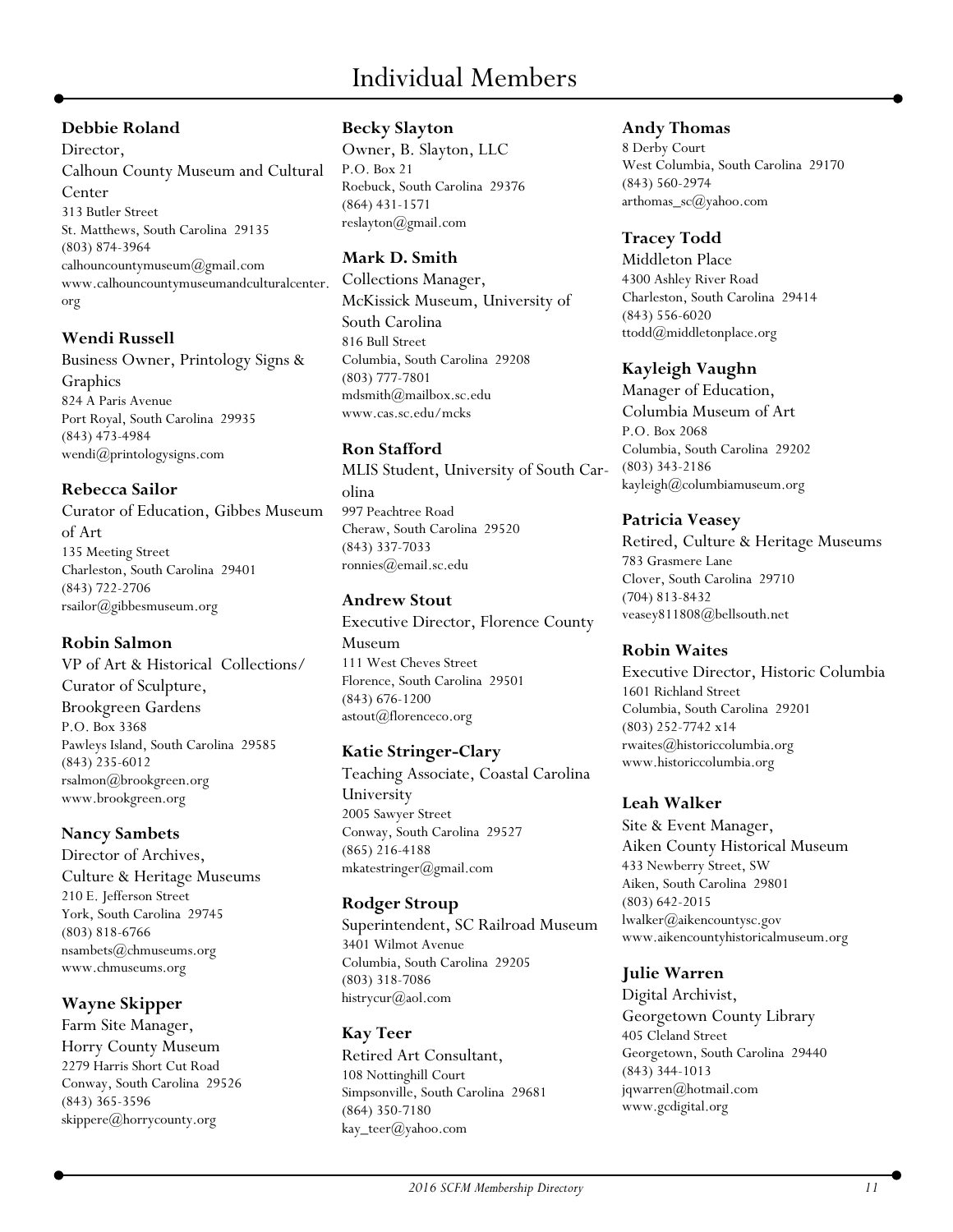# Individual Members

**Debbie Roland**
Director,
Calhoun County Museum and Cultural Center
313 Butler Street
St. Matthews, South Carolina 29135
(803) 874-3964
calhouncountymuseum@gmail.com
www.calhouncountymuseumandculturalcenter.org

**Wendi Russell**
Business Owner, Printology Signs & Graphics
824 A Paris Avenue
Port Royal, South Carolina 29935
(843) 473-4984
wendi@printologysigns.com

**Rebecca Sailor**
Curator of Education, Gibbes Museum of Art
135 Meeting Street
Charleston, South Carolina 29401
(843) 722-2706
rsailor@gibbesmuseum.org

**Robin Salmon**
VP of Art & Historical Collections/
Curator of Sculpture,
Brookgreen Gardens
P.O. Box 3368
Pawleys Island, South Carolina 29585
(843) 235-6012
rsalmon@brookgreen.org
www.brookgreen.org

**Nancy Sambets**
Director of Archives,
Culture & Heritage Museums
210 E. Jefferson Street
York, South Carolina 29745
(803) 818-6766
nsambets@chmuseums.org
www.chmuseums.org

**Wayne Skipper**
Farm Site Manager,
Horry County Museum
2279 Harris Short Cut Road
Conway, South Carolina 29526
(843) 365-3596
skippere@horrycounty.org

**Becky Slayton**
Owner, B. Slayton, LLC
P.O. Box 21
Roebuck, South Carolina 29376
(864) 431-1571
reslayton@gmail.com

**Mark D. Smith**
Collections Manager,
McKissick Museum, University of South Carolina
816 Bull Street
Columbia, South Carolina 29208
(803) 777-7801
mdsmith@mailbox.sc.edu
www.cas.sc.edu/mcks

**Ron Stafford**
MLIS Student, University of South Carolina
997 Peachtree Road
Cheraw, South Carolina 29520
(843) 337-7033
ronnies@email.sc.edu

**Andrew Stout**
Executive Director, Florence County Museum
111 West Cheves Street
Florence, South Carolina 29501
(843) 676-1200
astout@florenceco.org

**Katie Stringer-Clary**
Teaching Associate, Coastal Carolina University
2005 Sawyer Street
Conway, South Carolina 29527
(865) 216-4188
mkatestringer@gmail.com

**Rodger Stroup**
Superintendent, SC Railroad Museum
3401 Wilmot Avenue
Columbia, South Carolina 29205
(803) 318-7086
histrycur@aol.com

**Kay Teer**
Retired Art Consultant,
108 Nottinghill Court
Simpsonville, South Carolina 29681
(864) 350-7180
kay_teer@yahoo.com

**Andy Thomas**
8 Derby Court
West Columbia, South Carolina 29170
(843) 560-2974
arthomas_sc@yahoo.com

**Tracey Todd**
Middleton Place
4300 Ashley River Road
Charleston, South Carolina 29414
(843) 556-6020
ttodd@middletonplace.org

**Kayleigh Vaughn**
Manager of Education,
Columbia Museum of Art
P.O. Box 2068
Columbia, South Carolina 29202
(803) 343-2186
kayleigh@columbiamuseum.org

**Patricia Veasey**
Retired, Culture & Heritage Museums
783 Grasmere Lane
Clover, South Carolina 29710
(704) 813-8432
veasey811808@bellsouth.net

**Robin Waites**
Executive Director, Historic Columbia
1601 Richland Street
Columbia, South Carolina 29201
(803) 252-7742 x14
rwaites@historiccolumbia.org
www.historiccolumbia.org

**Leah Walker**
Site & Event Manager,
Aiken County Historical Museum
433 Newberry Street, SW
Aiken, South Carolina 29801
(803) 642-2015
lwalker@aikencountysc.gov
www.aikencountyhistoricalmuseum.org

**Julie Warren**
Digital Archivist,
Georgetown County Library
405 Cleland Street
Georgetown, South Carolina 29440
(843) 344-1013
jqwarren@hotmail.com
www.gcdigital.org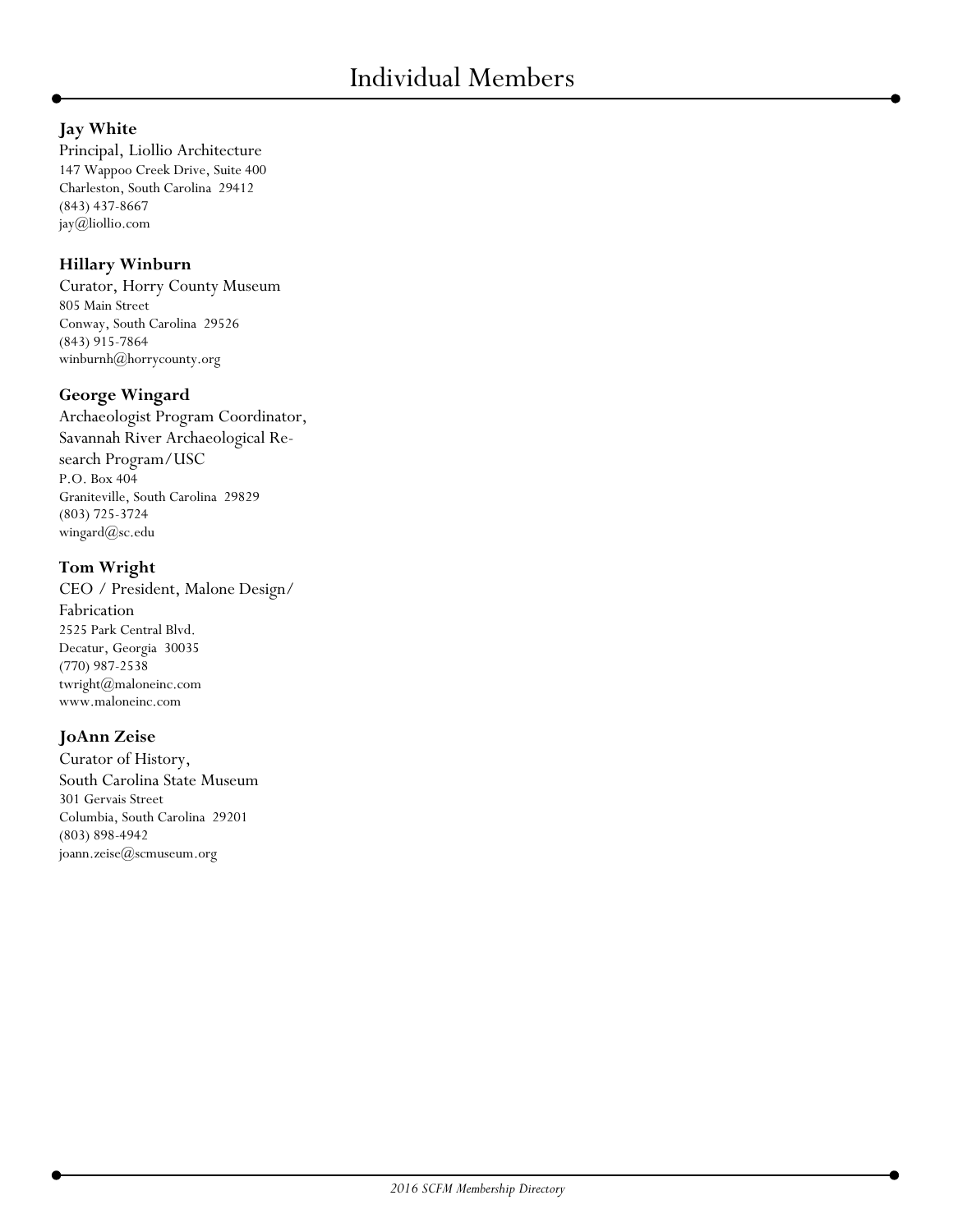# Individual Members

**Jay White**
Principal, Liollio Architecture
147 Wappoo Creek Drive, Suite 400
Charleston, South Carolina 29412
(843) 437-8667
jay@liollio.com

**Hillary Winburn**
Curator, Horry County Museum
805 Main Street
Conway, South Carolina 29526
(843) 915-7864
winburnh@horrycounty.org

**George Wingard**
Archaeologist Program Coordinator, Savannah River Archaeological Research Program/USC
P.O. Box 404
Graniteville, South Carolina 29829
(803) 725-3724
wingard@sc.edu

**Tom Wright**
CEO / President, Malone Design/Fabrication
2525 Park Central Blvd.
Decatur, Georgia 30035
(770) 987-2538
twright@maloneinc.com
www.maloneinc.com

**JoAnn Zeise**
Curator of History,
South Carolina State Museum
301 Gervais Street
Columbia, South Carolina 29201
(803) 898-4942
joann.zeise@scmuseum.org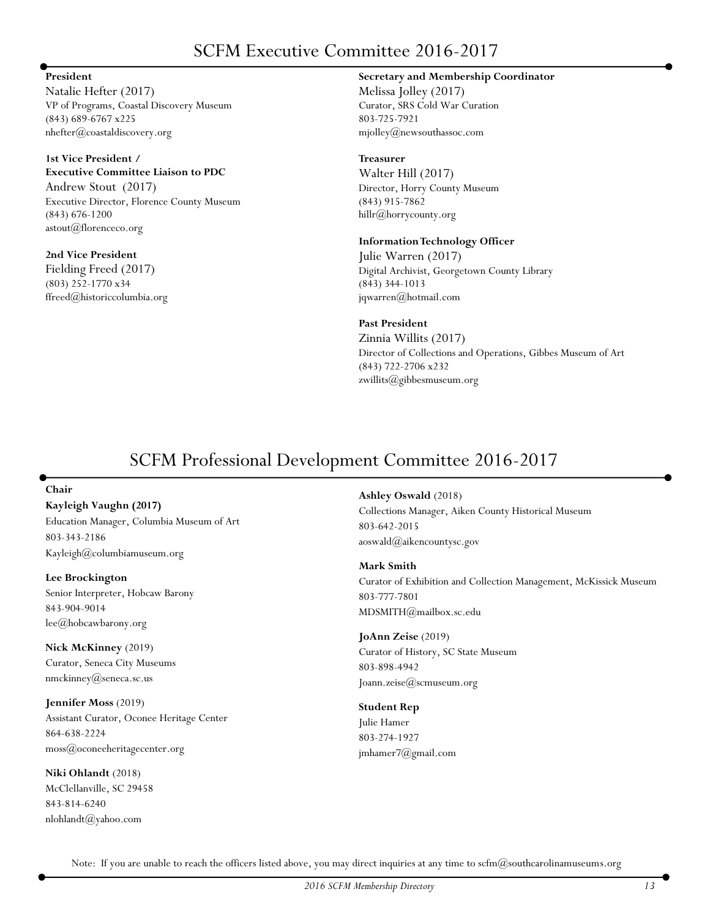# SCFM Executive Committee 2016-2017

**President**
Natalie Hefter (2017)
VP of Programs, Coastal Discovery Museum
(843) 689-6767 x225
nhefter@coastaldiscovery.org

**1st Vice President / Executive Committee Liaison to PDC**
Andrew Stout (2017)
Executive Director, Florence County Museum
(843) 676-1200
astout@florenceco.org

**2nd Vice President**
Fielding Freed (2017)
(803) 252-1770 x34
ffreed@historiccolumbia.org

**Secretary and Membership Coordinator**
Melissa Jolley (2017)
Curator, SRS Cold War Curation
803-725-7921
mjolley@newsouthassoc.com

**Treasurer**
Walter Hill (2017)
Director, Horry County Museum
(843) 915-7862
hillr@horrycounty.org

**Information Technology Officer**
Julie Warren (2017)
Digital Archivist, Georgetown County Library
(843) 344-1013
jqwarren@hotmail.com

**Past President**
Zinnia Willits (2017)
Director of Collections and Operations, Gibbes Museum of Art
(843) 722-2706 x232
zwillits@gibbesmuseum.org

# SCFM Professional Development Committee 2016-2017

**Chair**
**Kayleigh Vaughn (2017)**
Education Manager, Columbia Museum of Art
803-343-2186
Kayleigh@columbiamuseum.org

**Lee Brockington**
Senior Interpreter, Hobcaw Barony
843-904-9014
lee@hobcawbarony.org

**Nick McKinney** (2019)
Curator, Seneca City Museums
nmckinney@seneca.sc.us

**Jennifer Moss** (2019)
Assistant Curator, Oconee Heritage Center
864-638-2224
moss@oconeeheritagecenter.org

**Niki Ohlandt** (2018)
McClellanville, SC 29458
843-814-6240
nlohlandt@yahoo.com

**Ashley Oswald** (2018)
Collections Manager, Aiken County Historical Museum
803-642-2015
aoswald@aikencountysc.gov

**Mark Smith**
Curator of Exhibition and Collection Management, McKissick Museum
803-777-7801
MDSMITH@mailbox.sc.edu

**JoAnn Zeise** (2019)
Curator of History, SC State Museum
803-898-4942
Joann.zeise@scmuseum.org

**Student Rep**
Julie Hamer
803-274-1927
jmhamer7@gmail.com

Note: If you are unable to reach the officers listed above, you may direct inquiries at any time to scfm@southcarolinamuseums.org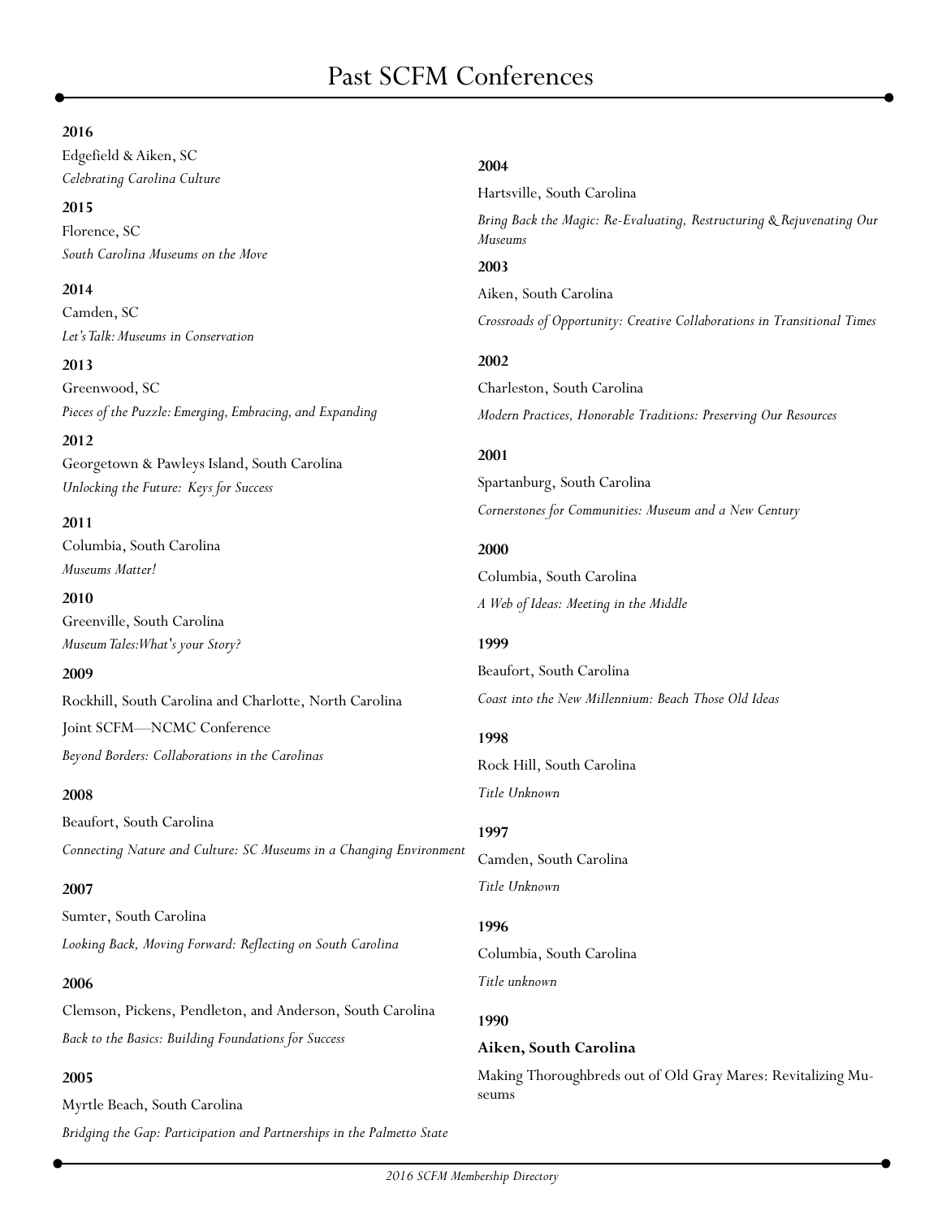# Past SCFM Conferences

**2016**

Edgefield & Aiken, SC

*Celebrating Carolina Culture*

**2015**

Florence, SC

*South Carolina Museums on the Move*

**2014**

Camden, SC

*Let's Talk: Museums in Conservation*

**2013**

Greenwood, SC

*Pieces of the Puzzle: Emerging, Embracing, and Expanding*

**2012**

Georgetown & Pawleys Island, South Carolina

*Unlocking the Future: Keys for Success*

**2011**

Columbia, South Carolina

*Museums Matter!*

**2010**

Greenville, South Carolina

*Museum Tales:What's your Story?*

**2009**

Rockhill, South Carolina and Charlotte, North Carolina

Joint SCFM—NCMC Conference

*Beyond Borders: Collaborations in the Carolinas*

**2008**

Beaufort, South Carolina

*Connecting Nature and Culture: SC Museums in a Changing Environment*

**2007**

Sumter, South Carolina

*Looking Back, Moving Forward: Reflecting on South Carolina*

**2006**

Clemson, Pickens, Pendleton, and Anderson, South Carolina

*Back to the Basics: Building Foundations for Success*

**2005**

Myrtle Beach, South Carolina

*Bridging the Gap: Participation and Partnerships in the Palmetto State*

**2004**

Hartsville, South Carolina

*Bring Back the Magic: Re-Evaluating, Restructuring & Rejuvenating Our Museums*

**2003**

Aiken, South Carolina

*Crossroads of Opportunity: Creative Collaborations in Transitional Times*

**2002**

Charleston, South Carolina

*Modern Practices, Honorable Traditions: Preserving Our Resources*

**2001**

Spartanburg, South Carolina

*Cornerstones for Communities: Museum and a New Century*

**2000**

Columbia, South Carolina

*A Web of Ideas: Meeting in the Middle*

**1999**

Beaufort, South Carolina

*Coast into the New Millennium: Beach Those Old Ideas*

**1998**

Rock Hill, South Carolina

*Title Unknown*

**1997**

Camden, South Carolina

*Title Unknown*

**1996**

Columbia, South Carolina

*Title unknown*

**1990**

**Aiken, South Carolina**

Making Thoroughbreds out of Old Gray Mares: Revitalizing Museums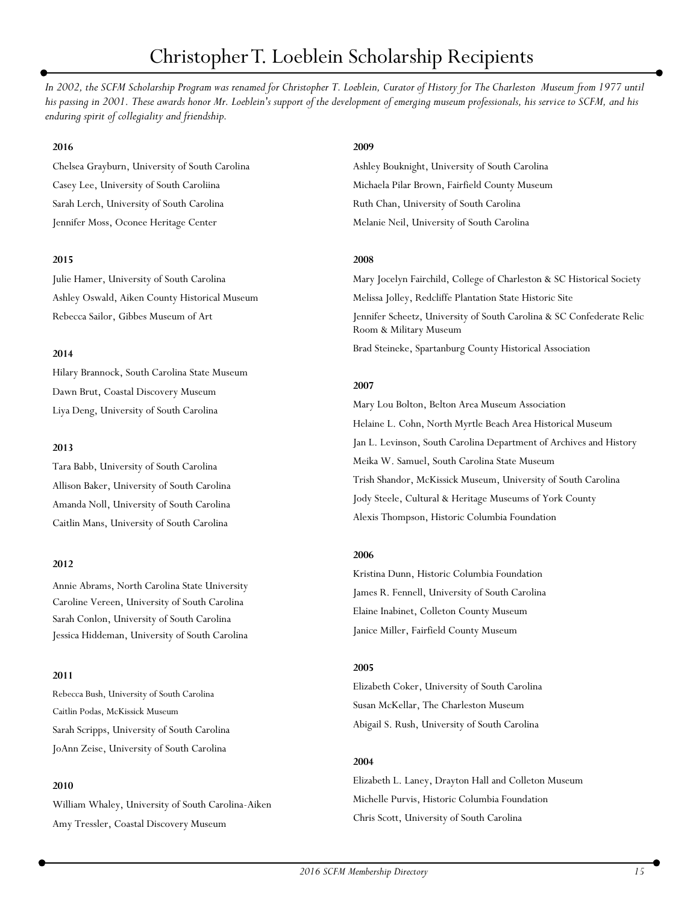# Christopher T. Loeblein Scholarship Recipients

*In 2002, the SCFM Scholarship Program was renamed for Christopher T. Loeblein, Curator of History for The Charleston Museum from 1977 until his passing in 2001. These awards honor Mr. Loeblein's support of the development of emerging museum professionals, his service to SCFM, and his enduring spirit of collegiality and friendship.*

**2016**

Chelsea Grayburn, University of South Carolina
Casey Lee, University of South Caroliina
Sarah Lerch, University of South Carolina
Jennifer Moss, Oconee Heritage Center

**2015**

Julie Hamer, University of South Carolina
Ashley Oswald, Aiken County Historical Museum
Rebecca Sailor, Gibbes Museum of Art

**2014**

Hilary Brannock, South Carolina State Museum
Dawn Brut, Coastal Discovery Museum
Liya Deng, University of South Carolina

**2013**

Tara Babb, University of South Carolina
Allison Baker, University of South Carolina
Amanda Noll, University of South Carolina
Caitlin Mans, University of South Carolina

**2012**

Annie Abrams, North Carolina State University
Caroline Vereen, University of South Carolina
Sarah Conlon, University of South Carolina
Jessica Hiddeman, University of South Carolina

**2011**

Rebecca Bush, University of South Carolina
Caitlin Podas, McKissick Museum
Sarah Scripps, University of South Carolina
JoAnn Zeise, University of South Carolina

**2010**

William Whaley, University of South Carolina-Aiken
Amy Tressler, Coastal Discovery Museum

**2009**

Ashley Bouknight, University of South Carolina
Michaela Pilar Brown, Fairfield County Museum
Ruth Chan, University of South Carolina
Melanie Neil, University of South Carolina

**2008**

Mary Jocelyn Fairchild, College of Charleston & SC Historical Society
Melissa Jolley, Redcliffe Plantation State Historic Site
Jennifer Scheetz, University of South Carolina & SC Confederate Relic Room & Military Museum
Brad Steineke, Spartanburg County Historical Association

**2007**

Mary Lou Bolton, Belton Area Museum Association
Helaine L. Cohn, North Myrtle Beach Area Historical Museum
Jan L. Levinson, South Carolina Department of Archives and History
Meika W. Samuel, South Carolina State Museum
Trish Shandor, McKissick Museum, University of South Carolina
Jody Steele, Cultural & Heritage Museums of York County
Alexis Thompson, Historic Columbia Foundation

**2006**

Kristina Dunn, Historic Columbia Foundation
James R. Fennell, University of South Carolina
Elaine Inabinet, Colleton County Museum
Janice Miller, Fairfield County Museum

**2005**

Elizabeth Coker, University of South Carolina
Susan McKellar, The Charleston Museum
Abigail S. Rush, University of South Carolina

**2004**

Elizabeth L. Laney, Drayton Hall and Colleton Museum
Michelle Purvis, Historic Columbia Foundation
Chris Scott, University of South Carolina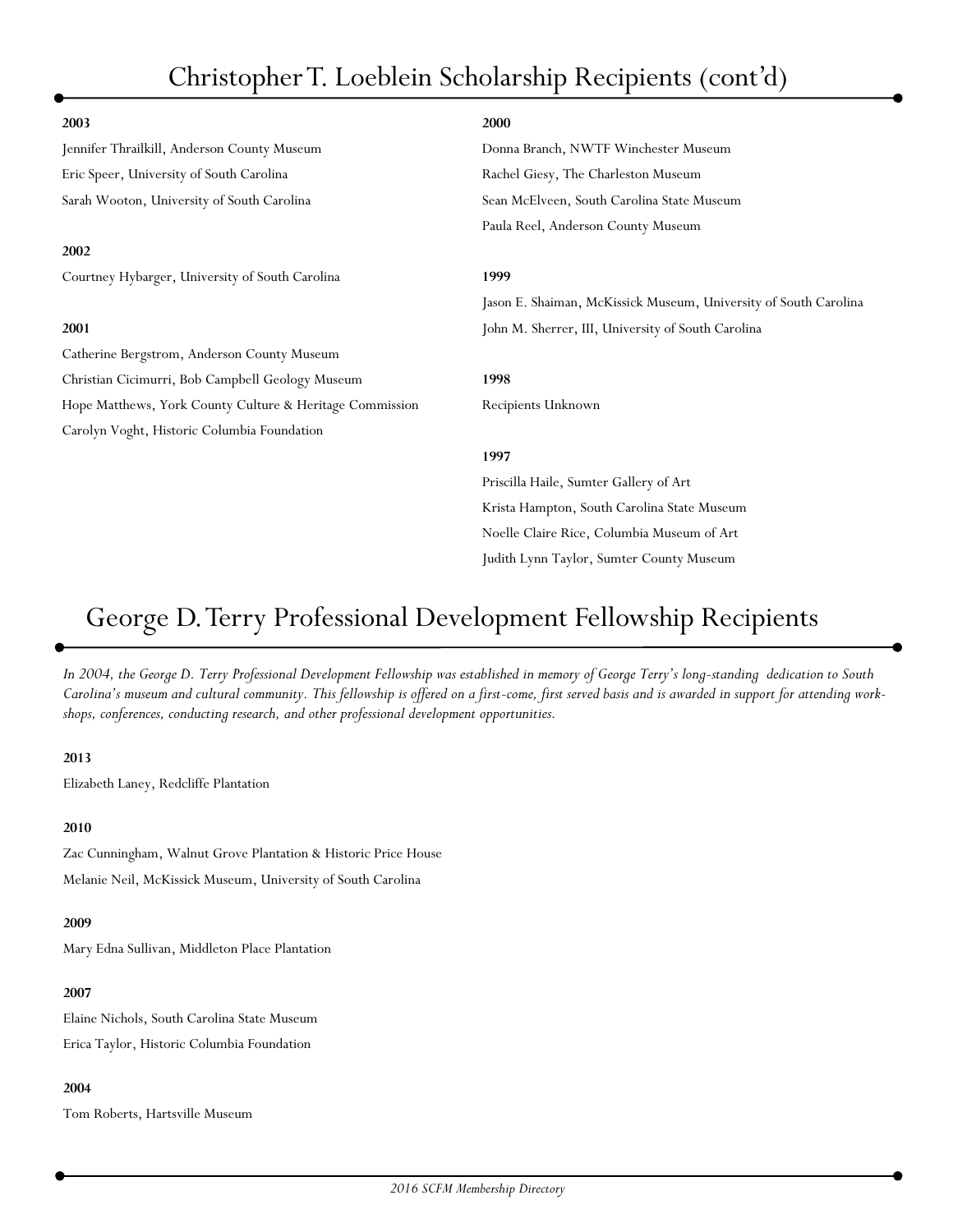# Christopher T. Loeblein Scholarship Recipients (cont'd)

**2003**

Jennifer Thrailkill, Anderson County Museum

Eric Speer, University of South Carolina

Sarah Wooton, University of South Carolina

**2002**

Courtney Hybarger, University of South Carolina

**2001**

Catherine Bergstrom, Anderson County Museum

Christian Cicimurri, Bob Campbell Geology Museum

Hope Matthews, York County Culture & Heritage Commission

Carolyn Voght, Historic Columbia Foundation

**2000**

Donna Branch, NWTF Winchester Museum

Rachel Giesy, The Charleston Museum

Sean McElveen, South Carolina State Museum

Paula Reel, Anderson County Museum

**1999**

Jason E. Shaiman, McKissick Museum, University of South Carolina

John M. Sherrer, III, University of South Carolina

**1998**

Recipients Unknown

**1997**

Priscilla Haile, Sumter Gallery of Art

Krista Hampton, South Carolina State Museum

Noelle Claire Rice, Columbia Museum of Art

Judith Lynn Taylor, Sumter County Museum

# George D. Terry Professional Development Fellowship Recipients

*In 2004, the George D. Terry Professional Development Fellowship was established in memory of George Terry's long-standing dedication to South Carolina's museum and cultural community. This fellowship is offered on a first-come, first served basis and is awarded in support for attending workshops, conferences, conducting research, and other professional development opportunities.*

**2013**

Elizabeth Laney, Redcliffe Plantation

**2010**

Zac Cunningham, Walnut Grove Plantation & Historic Price House

Melanie Neil, McKissick Museum, University of South Carolina

**2009**

Mary Edna Sullivan, Middleton Place Plantation

**2007**

Elaine Nichols, South Carolina State Museum

Erica Taylor, Historic Columbia Foundation

**2004**

Tom Roberts, Hartsville Museum